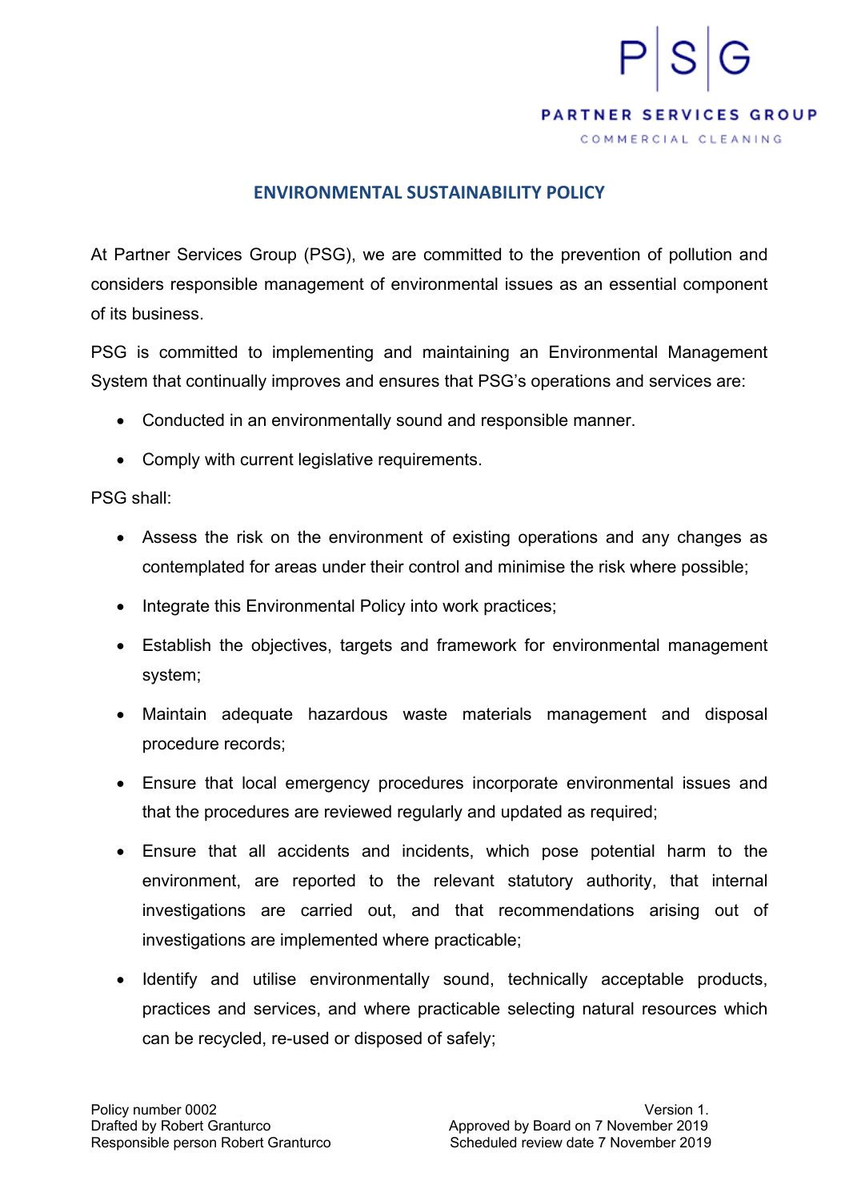# ENVIRONMENTAL SUSTAINABILITY POLICY

At Partner Services Group (PSG), we are committed to the prevention of pollution and considers responsible management of environmental issues as an essential component of its business.

PSG is committed to implementing and maintaining an Environmental Management System that continually improves and ensures that PSG's operations and services are:

- Conducted in an environmentally sound and responsible manner.
- Comply with current legislative requirements.

PSG shall:

- Assess the risk on the environment of existing operations and any changes as contemplated for areas under their control and minimise the risk where possible;
- Integrate this Environmental Policy into work practices;
- Establish the objectives, targets and framework for environmental management system;
- Maintain adequate hazardous waste materials management and disposal procedure records;
- Ensure that local emergency procedures incorporate environmental issues and that the procedures are reviewed regularly and updated as required;
- Ensure that all accidents and incidents, which pose potential harm to the environment, are reported to the relevant statutory authority, that internal investigations are carried out, and that recommendations arising out of investigations are implemented where practicable;
- Identify and utilise environmentally sound, technically acceptable products, practices and services, and where practicable selecting natural resources which can be recycled, re-used or disposed of safely;

Policy number 0002
Drafted by Robert Granturco
Responsible person Robert Granturco

Version 1.
Approved by Board on 7 November 2019
Scheduled review date 7 November 2019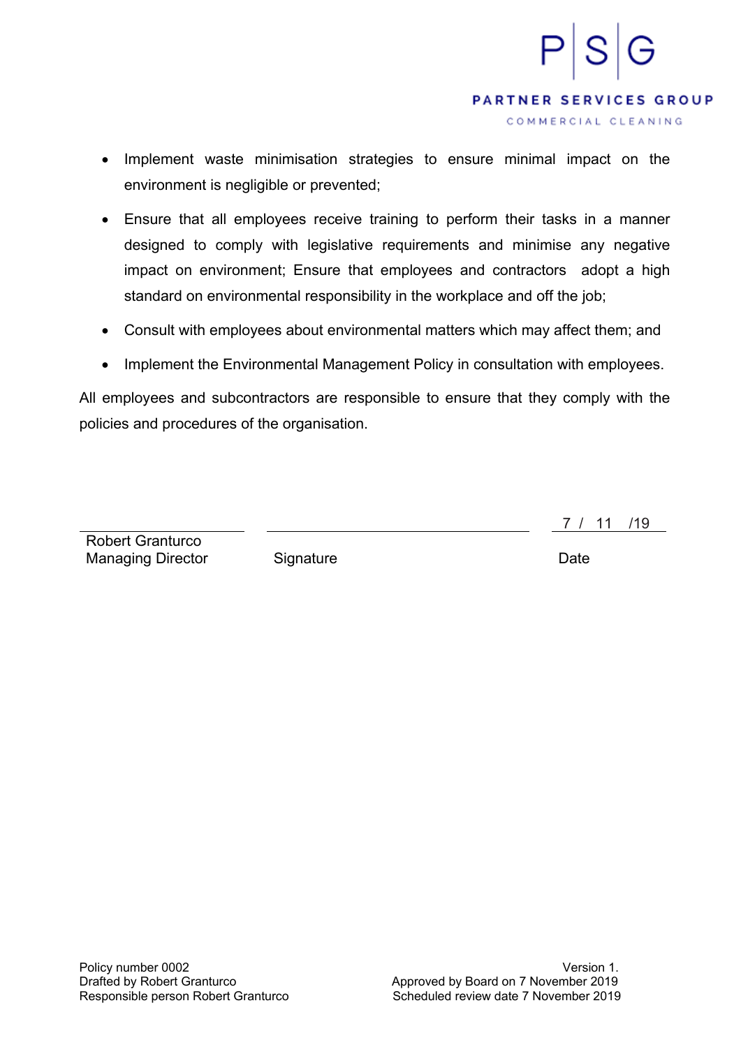- Implement waste minimisation strategies to ensure minimal impact on the environment is negligible or prevented;
- Ensure that all employees receive training to perform their tasks in a manner designed to comply with legislative requirements and minimise any negative impact on environment; Ensure that employees and contractors adopt a high standard on environmental responsibility in the workplace and off the job;
- Consult with employees about environmental matters which may affect them; and
- Implement the Environmental Management Policy in consultation with employees.

All employees and subcontractors are responsible to ensure that they comply with the policies and procedures of the organisation.

| | | |
|---|---|---|
| ______________________ | ______________________ | 7 / 11 /19 |
| Robert Granturco<br>Managing Director | Signature | Date |

Policy number 0002
Drafted by Robert Granturco
Responsible person Robert Granturco

Version 1.
Approved by Board on 7 November 2019
Scheduled review date 7 November 2019